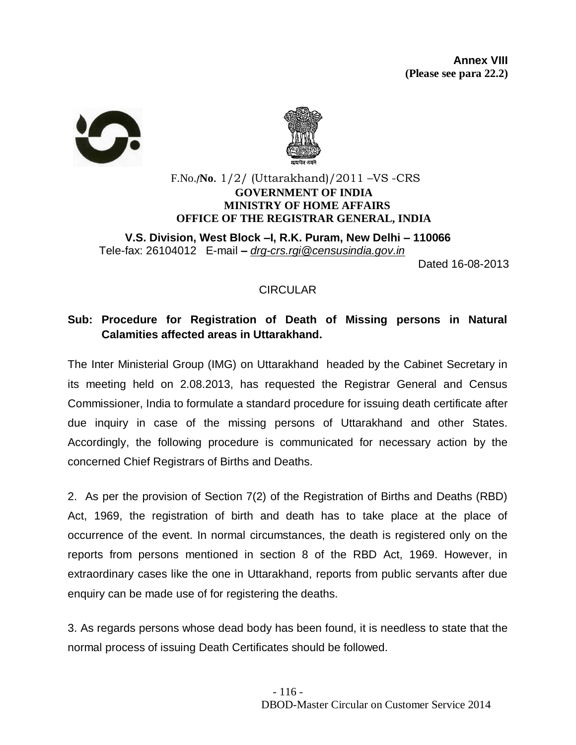**Annex VIII**
**(Please see para 22.2)**

F.No./**No.** 1/2/ (Uttarakhand)/2011 –VS -CRS

**GOVERNMENT OF INDIA**
**MINISTRY OF HOME AFFAIRS**
**OFFICE OF THE REGISTRAR GENERAL, INDIA**

**V.S. Division, West Block –I, R.K. Puram, New Delhi – 110066**
Tele-fax: 26104012 E-mail **–** *drg-crs.rgi@censusindia.gov.in*

Dated 16-08-2013

CIRCULAR

**Sub: Procedure for Registration of Death of Missing persons in Natural Calamities affected areas in Uttarakhand.**

The Inter Ministerial Group (IMG) on Uttarakhand headed by the Cabinet Secretary in its meeting held on 2.08.2013, has requested the Registrar General and Census Commissioner, India to formulate a standard procedure for issuing death certificate after due inquiry in case of the missing persons of Uttarakhand and other States. Accordingly, the following procedure is communicated for necessary action by the concerned Chief Registrars of Births and Deaths.

2. As per the provision of Section 7(2) of the Registration of Births and Deaths (RBD) Act, 1969, the registration of birth and death has to take place at the place of occurrence of the event. In normal circumstances, the death is registered only on the reports from persons mentioned in section 8 of the RBD Act, 1969. However, in extraordinary cases like the one in Uttarakhand, reports from public servants after due enquiry can be made use of for registering the deaths.

3. As regards persons whose dead body has been found, it is needless to state that the normal process of issuing Death Certificates should be followed.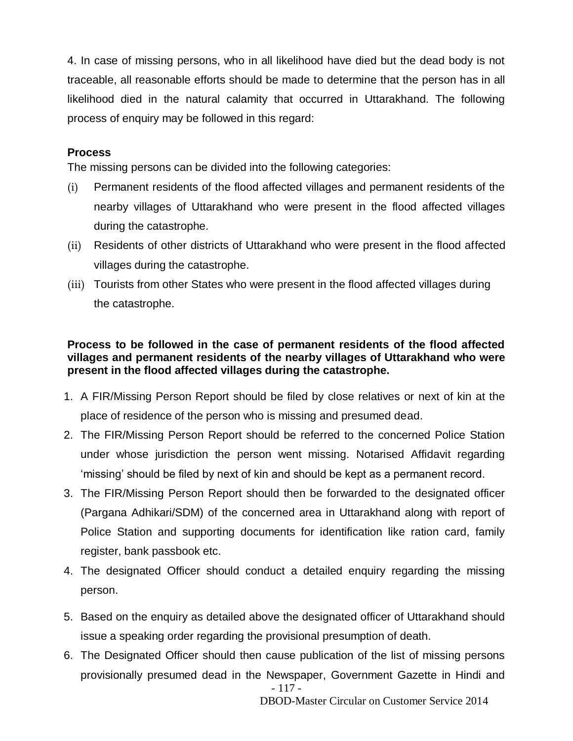4. In case of missing persons, who in all likelihood have died but the dead body is not traceable, all reasonable efforts should be made to determine that the person has in all likelihood died in the natural calamity that occurred in Uttarakhand. The following process of enquiry may be followed in this regard:

**Process**

The missing persons can be divided into the following categories:

(i) Permanent residents of the flood affected villages and permanent residents of the nearby villages of Uttarakhand who were present in the flood affected villages during the catastrophe.

(ii) Residents of other districts of Uttarakhand who were present in the flood affected villages during the catastrophe.

(iii) Tourists from other States who were present in the flood affected villages during the catastrophe.

**Process to be followed in the case of permanent residents of the flood affected villages and permanent residents of the nearby villages of Uttarakhand who were present in the flood affected villages during the catastrophe.**

1. A FIR/Missing Person Report should be filed by close relatives or next of kin at the place of residence of the person who is missing and presumed dead.
2. The FIR/Missing Person Report should be referred to the concerned Police Station under whose jurisdiction the person went missing. Notarised Affidavit regarding 'missing' should be filed by next of kin and should be kept as a permanent record.
3. The FIR/Missing Person Report should then be forwarded to the designated officer (Pargana Adhikari/SDM) of the concerned area in Uttarakhand along with report of Police Station and supporting documents for identification like ration card, family register, bank passbook etc.
4. The designated Officer should conduct a detailed enquiry regarding the missing person.
5. Based on the enquiry as detailed above the designated officer of Uttarakhand should issue a speaking order regarding the provisional presumption of death.
6. The Designated Officer should then cause publication of the list of missing persons provisionally presumed dead in the Newspaper, Government Gazette in Hindi and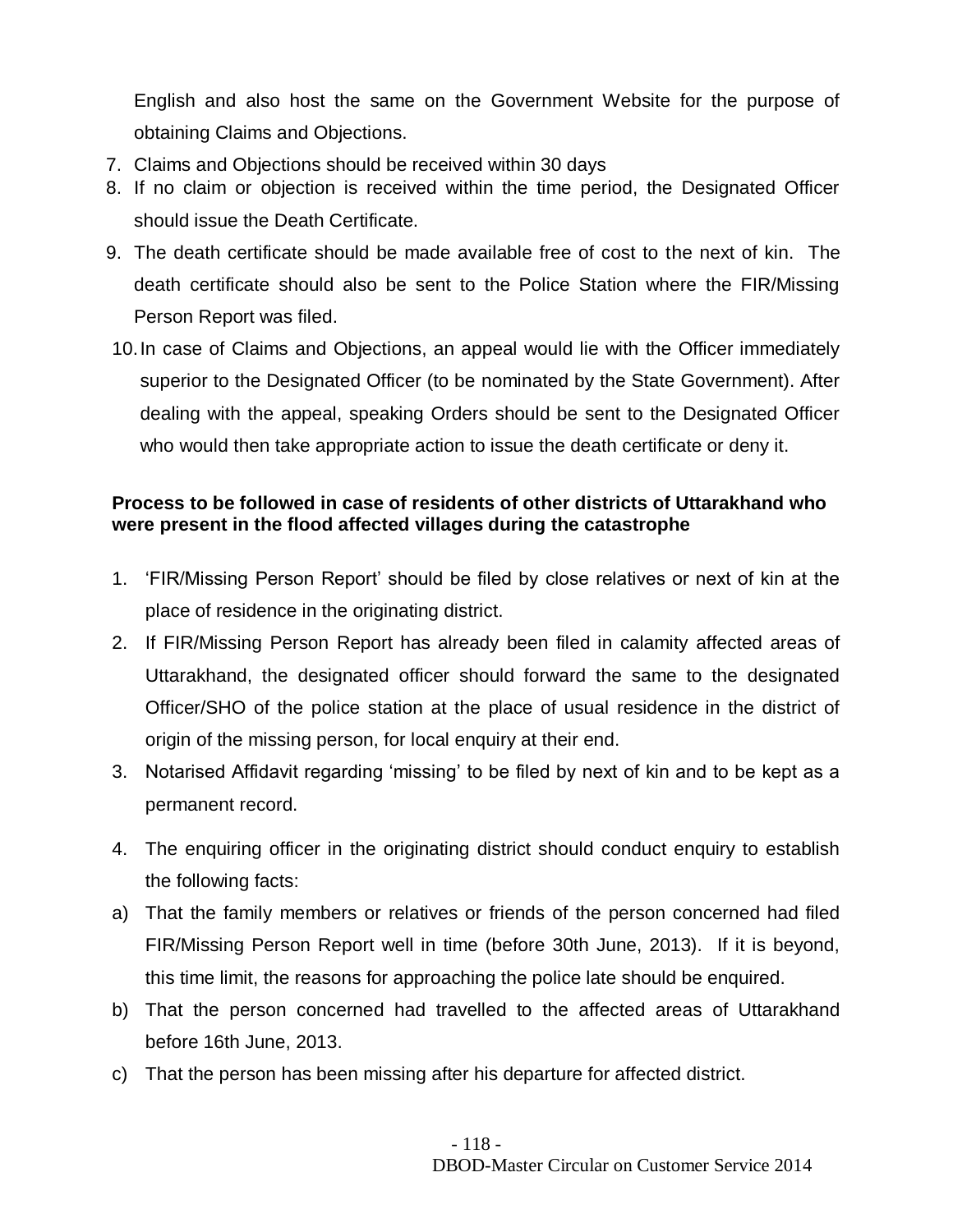English and also host the same on the Government Website for the purpose of obtaining Claims and Objections.

7. Claims and Objections should be received within 30 days
8. If no claim or objection is received within the time period, the Designated Officer should issue the Death Certificate.
9. The death certificate should be made available free of cost to the next of kin. The death certificate should also be sent to the Police Station where the FIR/Missing Person Report was filed.
10. In case of Claims and Objections, an appeal would lie with the Officer immediately superior to the Designated Officer (to be nominated by the State Government). After dealing with the appeal, speaking Orders should be sent to the Designated Officer who would then take appropriate action to issue the death certificate or deny it.

**Process to be followed in case of residents of other districts of Uttarakhand who were present in the flood affected villages during the catastrophe**

1. 'FIR/Missing Person Report' should be filed by close relatives or next of kin at the place of residence in the originating district.
2. If FIR/Missing Person Report has already been filed in calamity affected areas of Uttarakhand, the designated officer should forward the same to the designated Officer/SHO of the police station at the place of usual residence in the district of origin of the missing person, for local enquiry at their end.
3. Notarised Affidavit regarding 'missing' to be filed by next of kin and to be kept as a permanent record.
4. The enquiring officer in the originating district should conduct enquiry to establish the following facts:

a) That the family members or relatives or friends of the person concerned had filed FIR/Missing Person Report well in time (before 30th June, 2013). If it is beyond, this time limit, the reasons for approaching the police late should be enquired.

b) That the person concerned had travelled to the affected areas of Uttarakhand before 16th June, 2013.

c) That the person has been missing after his departure for affected district.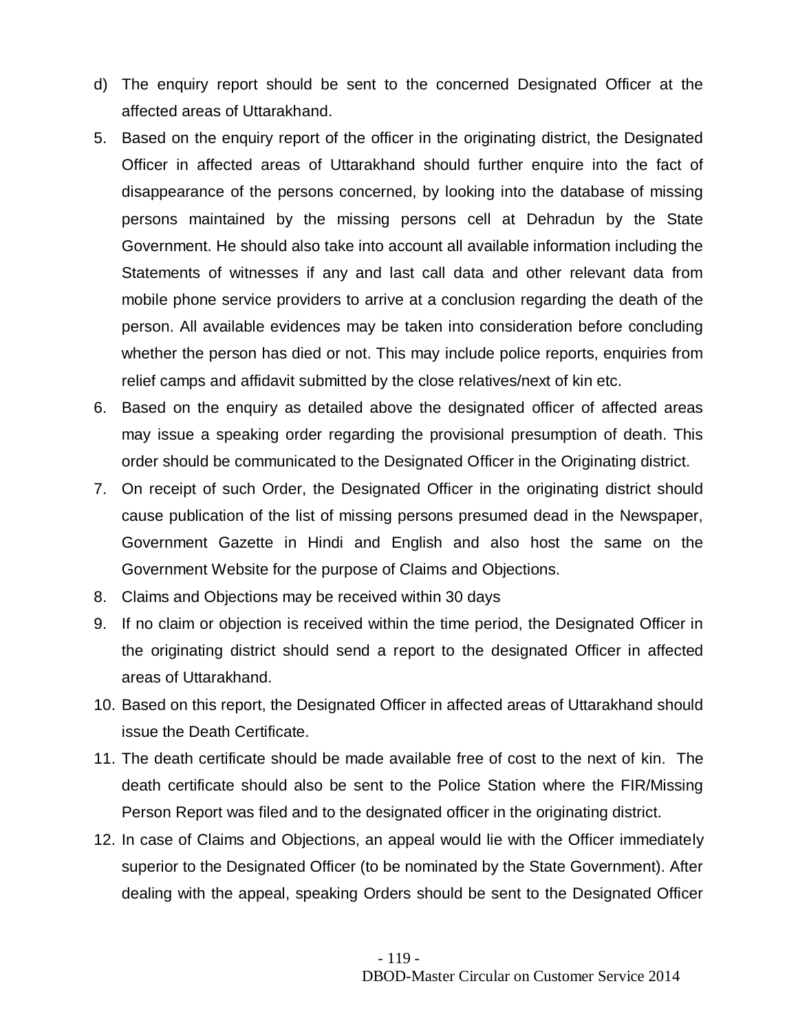d) The enquiry report should be sent to the concerned Designated Officer at the affected areas of Uttarakhand.

5. Based on the enquiry report of the officer in the originating district, the Designated Officer in affected areas of Uttarakhand should further enquire into the fact of disappearance of the persons concerned, by looking into the database of missing persons maintained by the missing persons cell at Dehradun by the State Government. He should also take into account all available information including the Statements of witnesses if any and last call data and other relevant data from mobile phone service providers to arrive at a conclusion regarding the death of the person. All available evidences may be taken into consideration before concluding whether the person has died or not. This may include police reports, enquiries from relief camps and affidavit submitted by the close relatives/next of kin etc.
6. Based on the enquiry as detailed above the designated officer of affected areas may issue a speaking order regarding the provisional presumption of death. This order should be communicated to the Designated Officer in the Originating district.
7. On receipt of such Order, the Designated Officer in the originating district should cause publication of the list of missing persons presumed dead in the Newspaper, Government Gazette in Hindi and English and also host the same on the Government Website for the purpose of Claims and Objections.
8. Claims and Objections may be received within 30 days
9. If no claim or objection is received within the time period, the Designated Officer in the originating district should send a report to the designated Officer in affected areas of Uttarakhand.
10. Based on this report, the Designated Officer in affected areas of Uttarakhand should issue the Death Certificate.
11. The death certificate should be made available free of cost to the next of kin. The death certificate should also be sent to the Police Station where the FIR/Missing Person Report was filed and to the designated officer in the originating district.
12. In case of Claims and Objections, an appeal would lie with the Officer immediately superior to the Designated Officer (to be nominated by the State Government). After dealing with the appeal, speaking Orders should be sent to the Designated Officer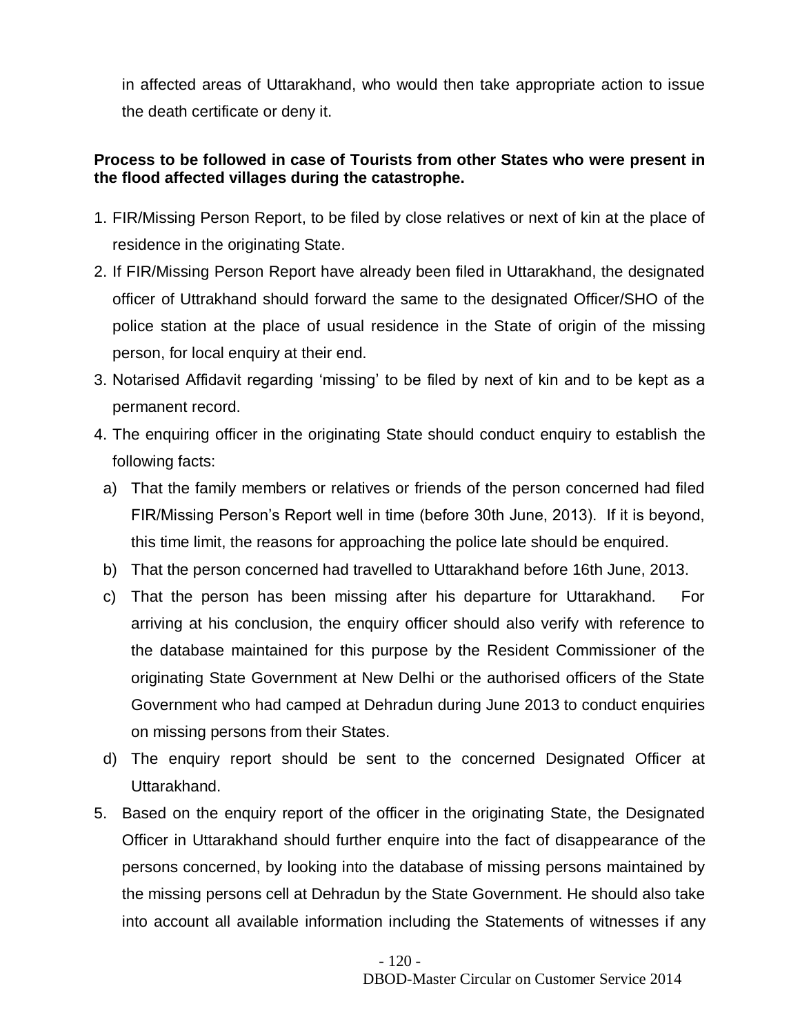in affected areas of Uttarakhand, who would then take appropriate action to issue the death certificate or deny it.

**Process to be followed in case of Tourists from other States who were present in the flood affected villages during the catastrophe.**

1. FIR/Missing Person Report, to be filed by close relatives or next of kin at the place of residence in the originating State.
2. If FIR/Missing Person Report have already been filed in Uttarakhand, the designated officer of Uttrakhand should forward the same to the designated Officer/SHO of the police station at the place of usual residence in the State of origin of the missing person, for local enquiry at their end.
3. Notarised Affidavit regarding 'missing' to be filed by next of kin and to be kept as a permanent record.
4. The enquiring officer in the originating State should conduct enquiry to establish the following facts:
   a) That the family members or relatives or friends of the person concerned had filed FIR/Missing Person's Report well in time (before 30th June, 2013). If it is beyond, this time limit, the reasons for approaching the police late should be enquired.
   b) That the person concerned had travelled to Uttarakhand before 16th June, 2013.
   c) That the person has been missing after his departure for Uttarakhand. For arriving at his conclusion, the enquiry officer should also verify with reference to the database maintained for this purpose by the Resident Commissioner of the originating State Government at New Delhi or the authorised officers of the State Government who had camped at Dehradun during June 2013 to conduct enquiries on missing persons from their States.
   d) The enquiry report should be sent to the concerned Designated Officer at Uttarakhand.
5. Based on the enquiry report of the officer in the originating State, the Designated Officer in Uttarakhand should further enquire into the fact of disappearance of the persons concerned, by looking into the database of missing persons maintained by the missing persons cell at Dehradun by the State Government. He should also take into account all available information including the Statements of witnesses if any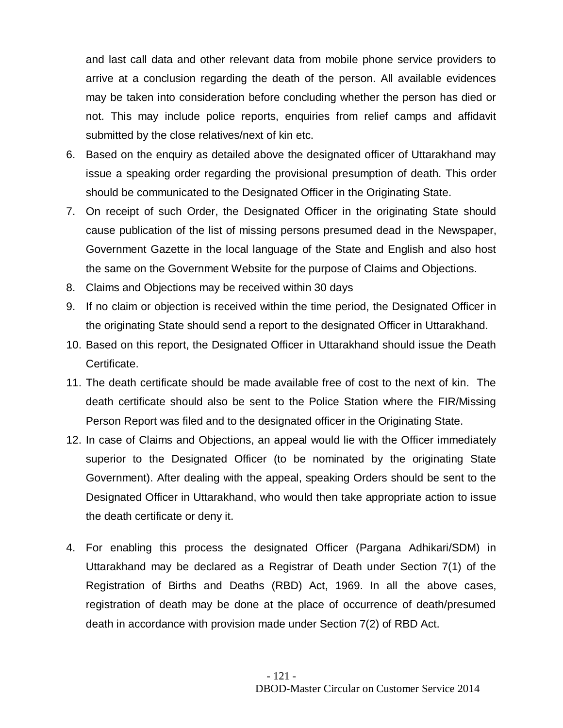and last call data and other relevant data from mobile phone service providers to arrive at a conclusion regarding the death of the person. All available evidences may be taken into consideration before concluding whether the person has died or not. This may include police reports, enquiries from relief camps and affidavit submitted by the close relatives/next of kin etc.

6. Based on the enquiry as detailed above the designated officer of Uttarakhand may issue a speaking order regarding the provisional presumption of death. This order should be communicated to the Designated Officer in the Originating State.
7. On receipt of such Order, the Designated Officer in the originating State should cause publication of the list of missing persons presumed dead in the Newspaper, Government Gazette in the local language of the State and English and also host the same on the Government Website for the purpose of Claims and Objections.
8. Claims and Objections may be received within 30 days
9. If no claim or objection is received within the time period, the Designated Officer in the originating State should send a report to the designated Officer in Uttarakhand.
10. Based on this report, the Designated Officer in Uttarakhand should issue the Death Certificate.
11. The death certificate should be made available free of cost to the next of kin. The death certificate should also be sent to the Police Station where the FIR/Missing Person Report was filed and to the designated officer in the Originating State.
12. In case of Claims and Objections, an appeal would lie with the Officer immediately superior to the Designated Officer (to be nominated by the originating State Government). After dealing with the appeal, speaking Orders should be sent to the Designated Officer in Uttarakhand, who would then take appropriate action to issue the death certificate or deny it.

4. For enabling this process the designated Officer (Pargana Adhikari/SDM) in Uttarakhand may be declared as a Registrar of Death under Section 7(1) of the Registration of Births and Deaths (RBD) Act, 1969. In all the above cases, registration of death may be done at the place of occurrence of death/presumed death in accordance with provision made under Section 7(2) of RBD Act.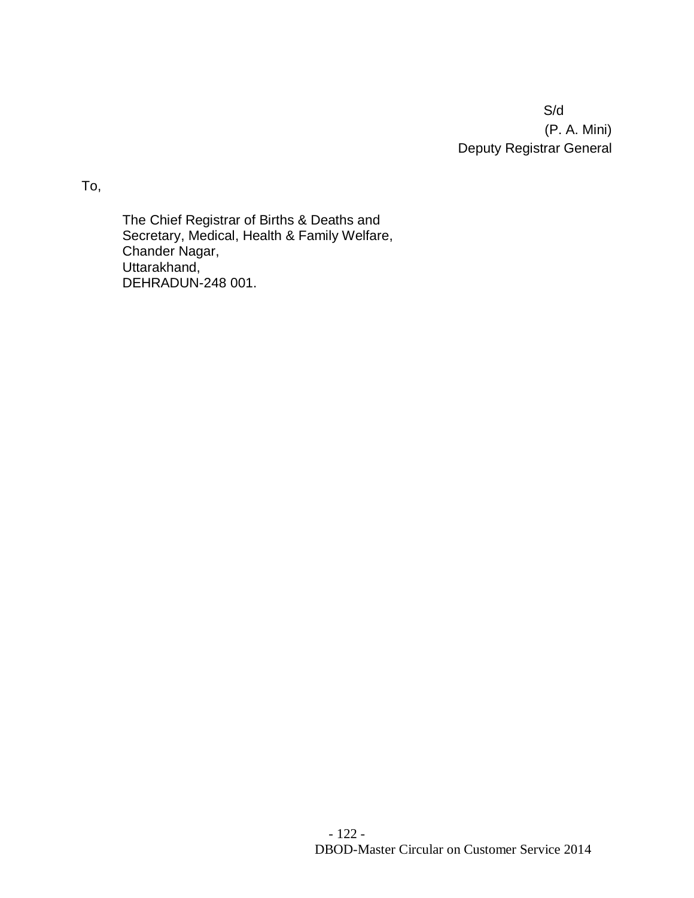S/d

(P. A. Mini)

Deputy Registrar General

To,

The Chief Registrar of Births & Deaths and
Secretary, Medical, Health & Family Welfare,
Chander Nagar,
Uttarakhand,
DEHRADUN-248 001.